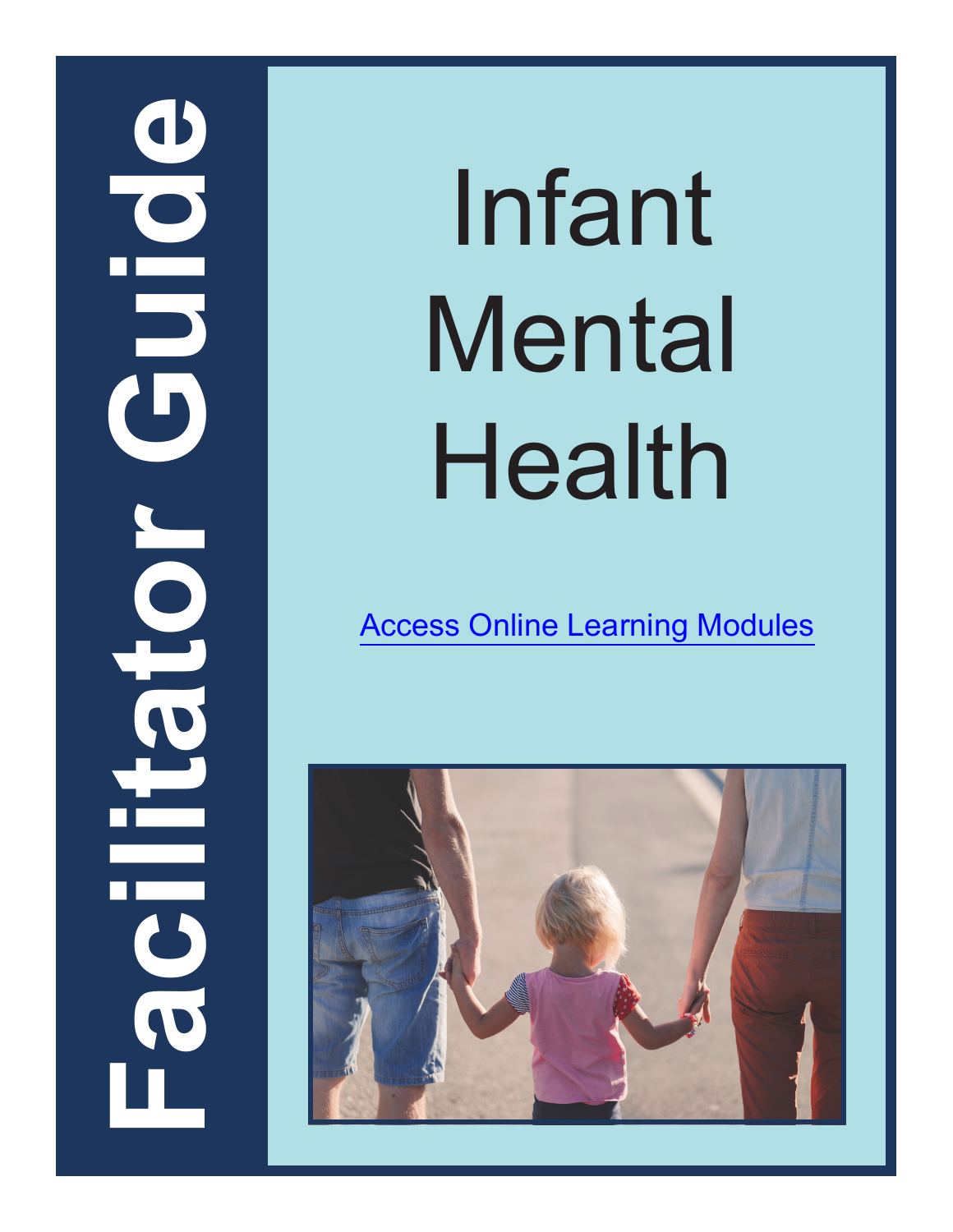# Facilitator Guide

# Infant Mental Health

[Access Online Learning Modules]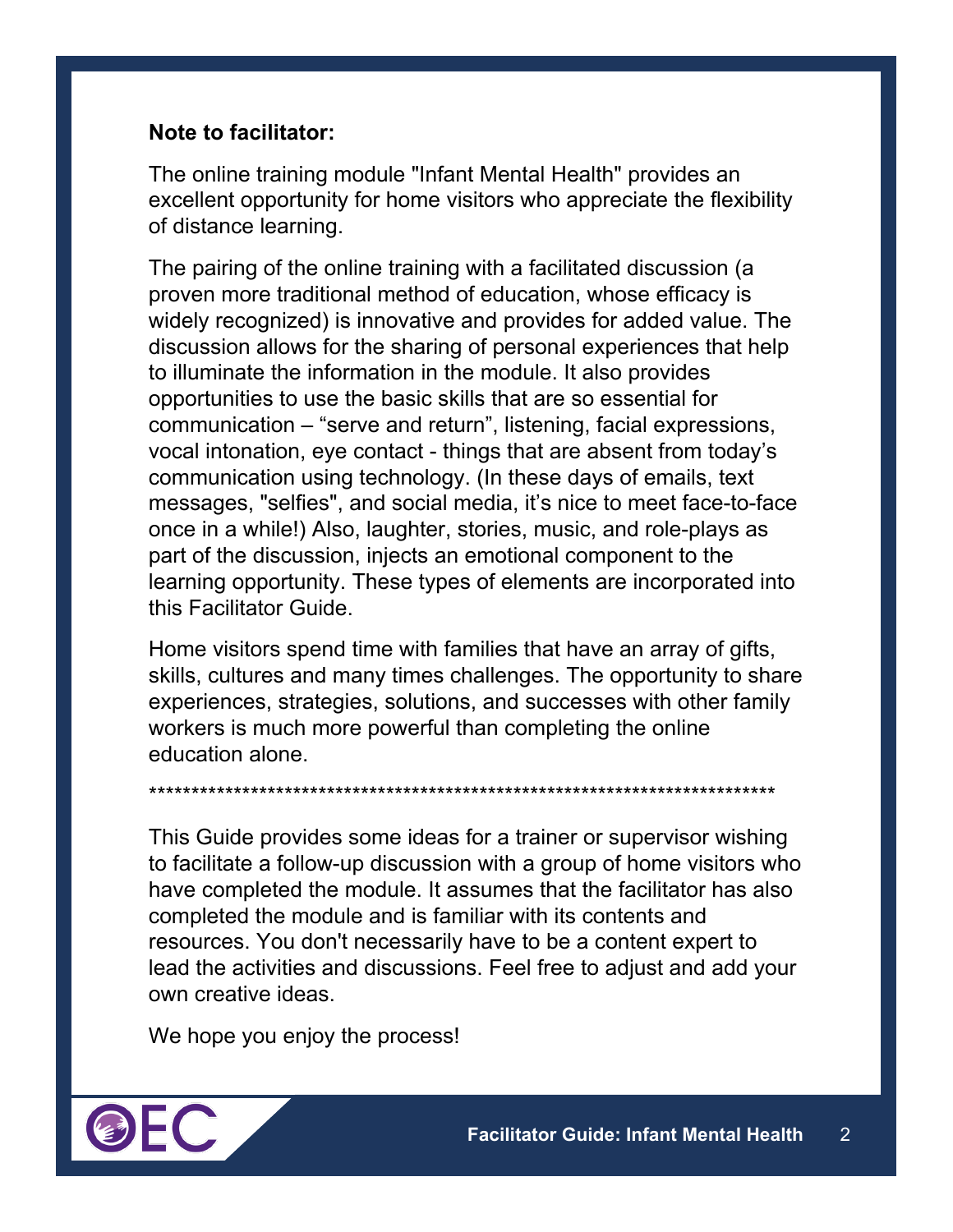**Note to facilitator:**

The online training module "Infant Mental Health" provides an excellent opportunity for home visitors who appreciate the flexibility of distance learning.

The pairing of the online training with a facilitated discussion (a proven more traditional method of education, whose efficacy is widely recognized) is innovative and provides for added value. The discussion allows for the sharing of personal experiences that help to illuminate the information in the module. It also provides opportunities to use the basic skills that are so essential for communication – “serve and return”, listening, facial expressions, vocal intonation, eye contact - things that are absent from today’s communication using technology. (In these days of emails, text messages, "selfies", and social media, it’s nice to meet face-to-face once in a while!) Also, laughter, stories, music, and role-plays as part of the discussion, injects an emotional component to the learning opportunity. These types of elements are incorporated into this Facilitator Guide.

Home visitors spend time with families that have an array of gifts, skills, cultures and many times challenges. The opportunity to share experiences, strategies, solutions, and successes with other family workers is much more powerful than completing the online education alone.

****************************************************************************

This Guide provides some ideas for a trainer or supervisor wishing to facilitate a follow-up discussion with a group of home visitors who have completed the module. It assumes that the facilitator has also completed the module and is familiar with its contents and resources. You don't necessarily have to be a content expert to lead the activities and discussions. Feel free to adjust and add your own creative ideas.

We hope you enjoy the process!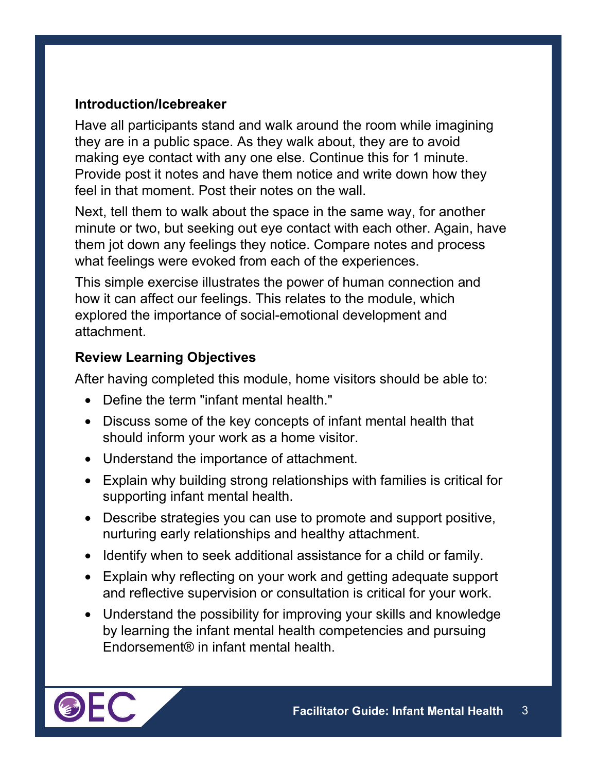**Introduction/Icebreaker**

Have all participants stand and walk around the room while imagining they are in a public space. As they walk about, they are to avoid making eye contact with any one else. Continue this for 1 minute. Provide post it notes and have them notice and write down how they feel in that moment. Post their notes on the wall.

Next, tell them to walk about the space in the same way, for another minute or two, but seeking out eye contact with each other. Again, have them jot down any feelings they notice. Compare notes and process what feelings were evoked from each of the experiences.

This simple exercise illustrates the power of human connection and how it can affect our feelings. This relates to the module, which explored the importance of social-emotional development and attachment.

**Review Learning Objectives**

After having completed this module, home visitors should be able to:

- Define the term "infant mental health."
- Discuss some of the key concepts of infant mental health that should inform your work as a home visitor.
- Understand the importance of attachment.
- Explain why building strong relationships with families is critical for supporting infant mental health.
- Describe strategies you can use to promote and support positive, nurturing early relationships and healthy attachment.
- Identify when to seek additional assistance for a child or family.
- Explain why reflecting on your work and getting adequate support and reflective supervision or consultation is critical for your work.
- Understand the possibility for improving your skills and knowledge by learning the infant mental health competencies and pursuing Endorsement® in infant mental health.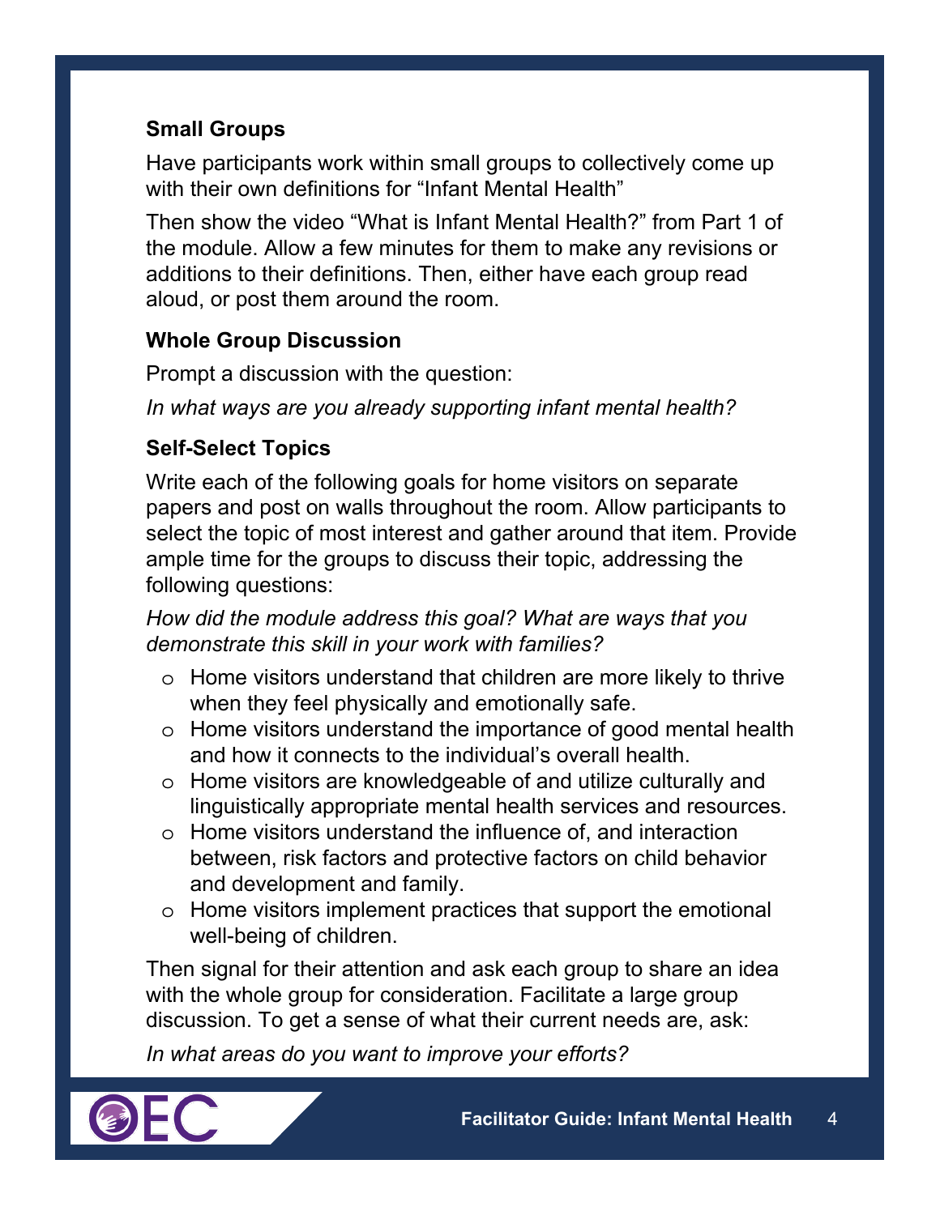**Small Groups**

Have participants work within small groups to collectively come up with their own definitions for "Infant Mental Health"

Then show the video "What is Infant Mental Health?" from Part 1 of the module. Allow a few minutes for them to make any revisions or additions to their definitions. Then, either have each group read aloud, or post them around the room.

**Whole Group Discussion**

Prompt a discussion with the question:

*In what ways are you already supporting infant mental health?*

**Self-Select Topics**

Write each of the following goals for home visitors on separate papers and post on walls throughout the room. Allow participants to select the topic of most interest and gather around that item. Provide ample time for the groups to discuss their topic, addressing the following questions:

*How did the module address this goal? What are ways that you demonstrate this skill in your work with families?*

- Home visitors understand that children are more likely to thrive when they feel physically and emotionally safe.
- Home visitors understand the importance of good mental health and how it connects to the individual's overall health.
- Home visitors are knowledgeable of and utilize culturally and linguistically appropriate mental health services and resources.
- Home visitors understand the influence of, and interaction between, risk factors and protective factors on child behavior and development and family.
- Home visitors implement practices that support the emotional well-being of children.

Then signal for their attention and ask each group to share an idea with the whole group for consideration. Facilitate a large group discussion. To get a sense of what their current needs are, ask:

*In what areas do you want to improve your efforts?*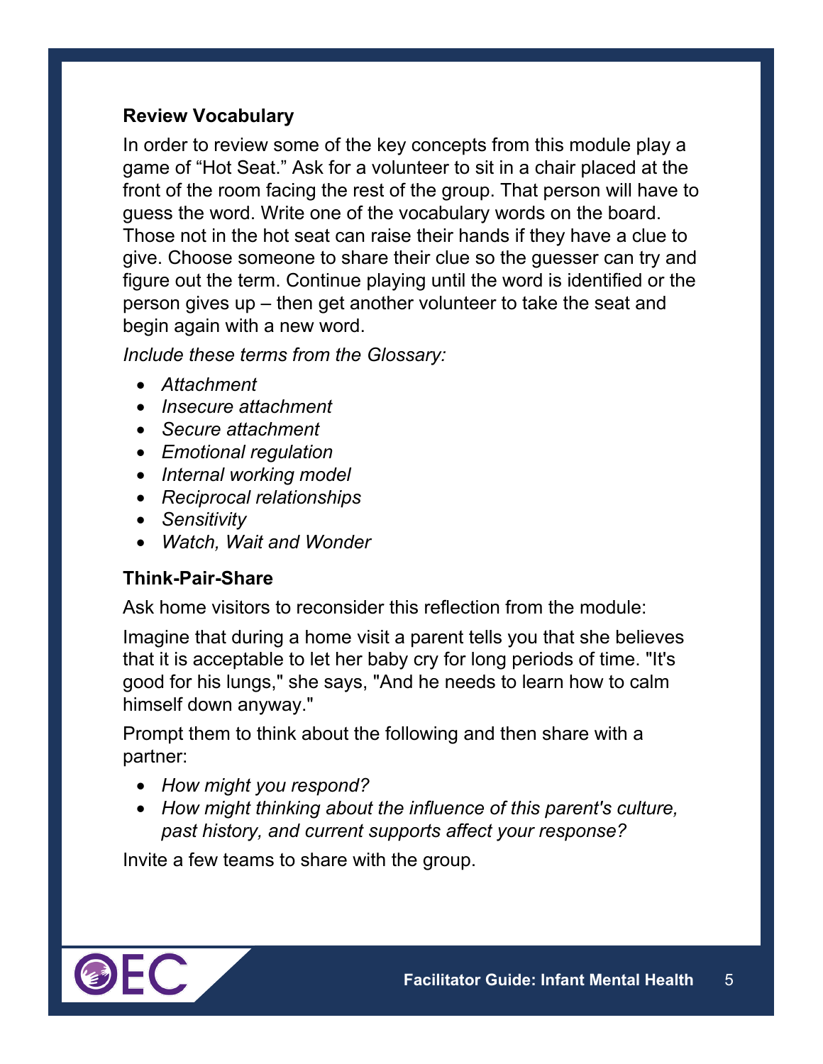**Review Vocabulary**

In order to review some of the key concepts from this module play a game of “Hot Seat.” Ask for a volunteer to sit in a chair placed at the front of the room facing the rest of the group. That person will have to guess the word. Write one of the vocabulary words on the board. Those not in the hot seat can raise their hands if they have a clue to give. Choose someone to share their clue so the guesser can try and figure out the term. Continue playing until the word is identified or the person gives up – then get another volunteer to take the seat and begin again with a new word.

*Include these terms from the Glossary:*

- *Attachment*
- *Insecure attachment*
- *Secure attachment*
- *Emotional regulation*
- *Internal working model*
- *Reciprocal relationships*
- *Sensitivity*
- *Watch, Wait and Wonder*

**Think-Pair-Share**

Ask home visitors to reconsider this reflection from the module:

Imagine that during a home visit a parent tells you that she believes that it is acceptable to let her baby cry for long periods of time. "It's good for his lungs," she says, "And he needs to learn how to calm himself down anyway."

Prompt them to think about the following and then share with a partner:

- *How might you respond?*
- *How might thinking about the influence of this parent's culture, past history, and current supports affect your response?*

Invite a few teams to share with the group.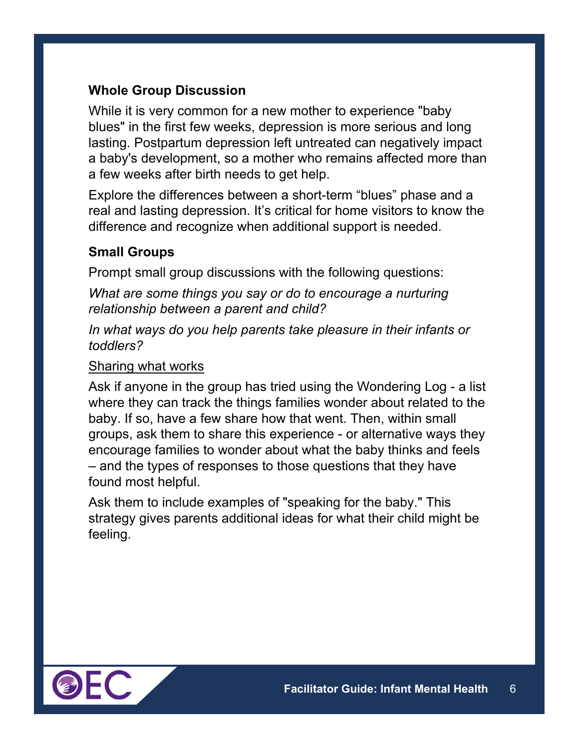### Whole Group Discussion

While it is very common for a new mother to experience "baby blues" in the first few weeks, depression is more serious and long lasting. Postpartum depression left untreated can negatively impact a baby's development, so a mother who remains affected more than a few weeks after birth needs to get help.

Explore the differences between a short-term “blues” phase and a real and lasting depression. It’s critical for home visitors to know the difference and recognize when additional support is needed.

### Small Groups

Prompt small group discussions with the following questions:

*What are some things you say or do to encourage a nurturing relationship between a parent and child?*

*In what ways do you help parents take pleasure in their infants or toddlers?*

<u>Sharing what works</u>

Ask if anyone in the group has tried using the Wondering Log - a list where they can track the things families wonder about related to the baby. If so, have a few share how that went. Then, within small groups, ask them to share this experience - or alternative ways they encourage families to wonder about what the baby thinks and feels – and the types of responses to those questions that they have found most helpful.

Ask them to include examples of "speaking for the baby." This strategy gives parents additional ideas for what their child might be feeling.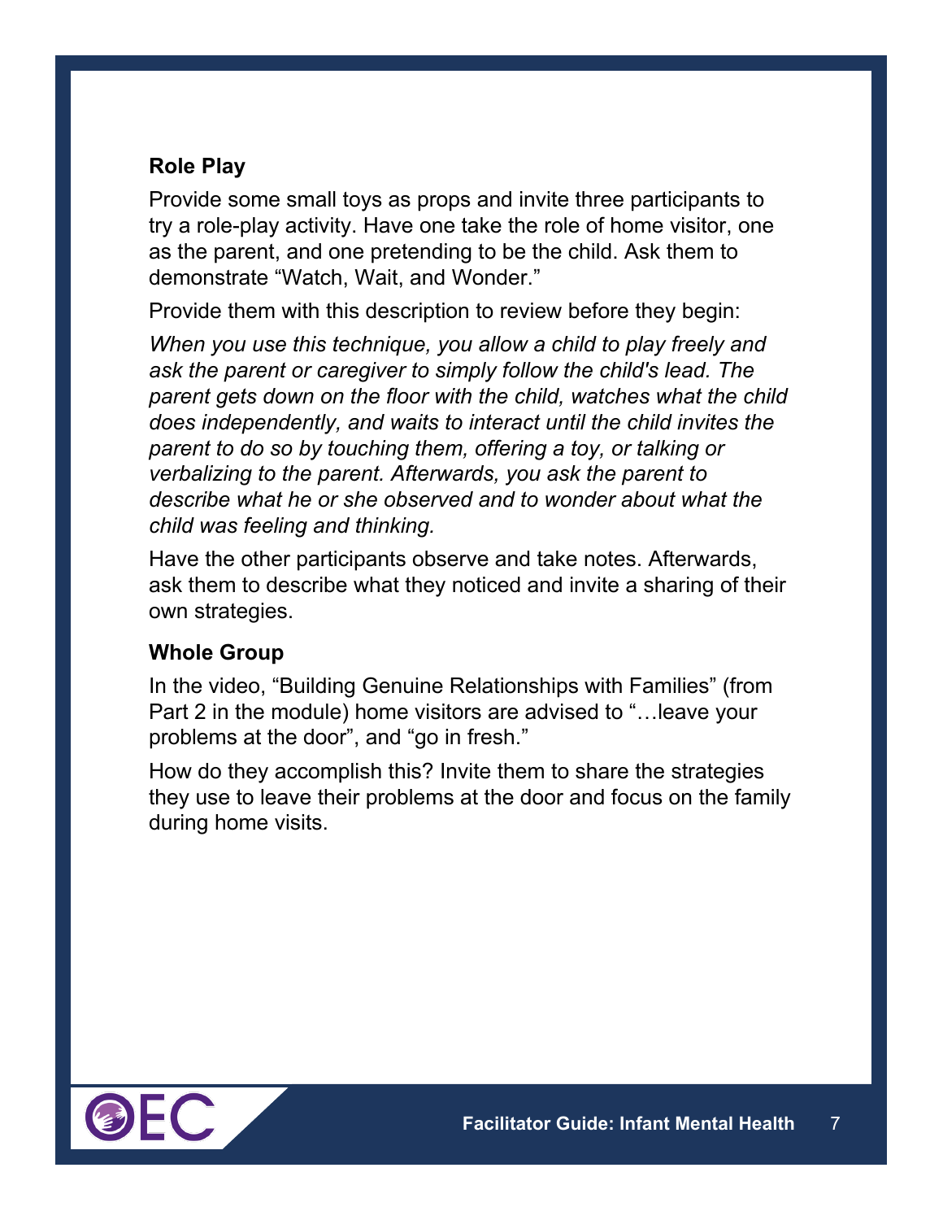### Role Play

Provide some small toys as props and invite three participants to try a role-play activity. Have one take the role of home visitor, one as the parent, and one pretending to be the child. Ask them to demonstrate “Watch, Wait, and Wonder.”

Provide them with this description to review before they begin:

*When you use this technique, you allow a child to play freely and ask the parent or caregiver to simply follow the child's lead. The parent gets down on the floor with the child, watches what the child does independently, and waits to interact until the child invites the parent to do so by touching them, offering a toy, or talking or verbalizing to the parent. Afterwards, you ask the parent to describe what he or she observed and to wonder about what the child was feeling and thinking.*

Have the other participants observe and take notes. Afterwards, ask them to describe what they noticed and invite a sharing of their own strategies.

### Whole Group

In the video, “Building Genuine Relationships with Families” (from Part 2 in the module) home visitors are advised to “…leave your problems at the door”, and “go in fresh.”

How do they accomplish this? Invite them to share the strategies they use to leave their problems at the door and focus on the family during home visits.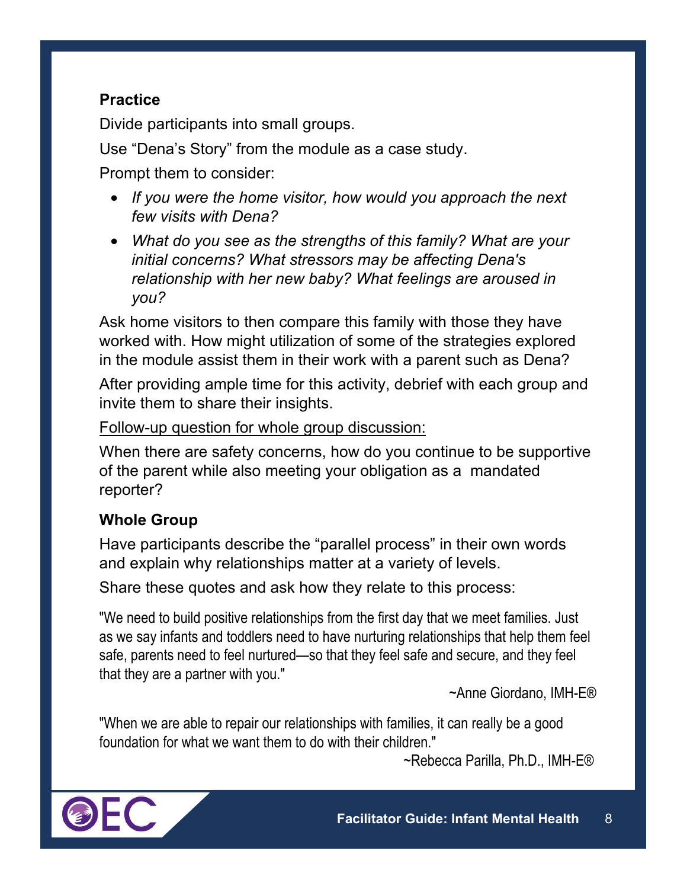### Practice

Divide participants into small groups.

Use "Dena's Story" from the module as a case study.

Prompt them to consider:

- *If you were the home visitor, how would you approach the next few visits with Dena?*
- *What do you see as the strengths of this family? What are your initial concerns? What stressors may be affecting Dena's relationship with her new baby? What feelings are aroused in you?*

Ask home visitors to then compare this family with those they have worked with. How might utilization of some of the strategies explored in the module assist them in their work with a parent such as Dena?

After providing ample time for this activity, debrief with each group and invite them to share their insights.

<u>Follow-up question for whole group discussion:</u>

When there are safety concerns, how do you continue to be supportive of the parent while also meeting your obligation as a mandated reporter?

### Whole Group

Have participants describe the "parallel process" in their own words and explain why relationships matter at a variety of levels.

Share these quotes and ask how they relate to this process:

"We need to build positive relationships from the first day that we meet families. Just as we say infants and toddlers need to have nurturing relationships that help them feel safe, parents need to feel nurtured—so that they feel safe and secure, and they feel that they are a partner with you."

~Anne Giordano, IMH-E®

"When we are able to repair our relationships with families, it can really be a good foundation for what we want them to do with their children."

~Rebecca Parilla, Ph.D., IMH-E®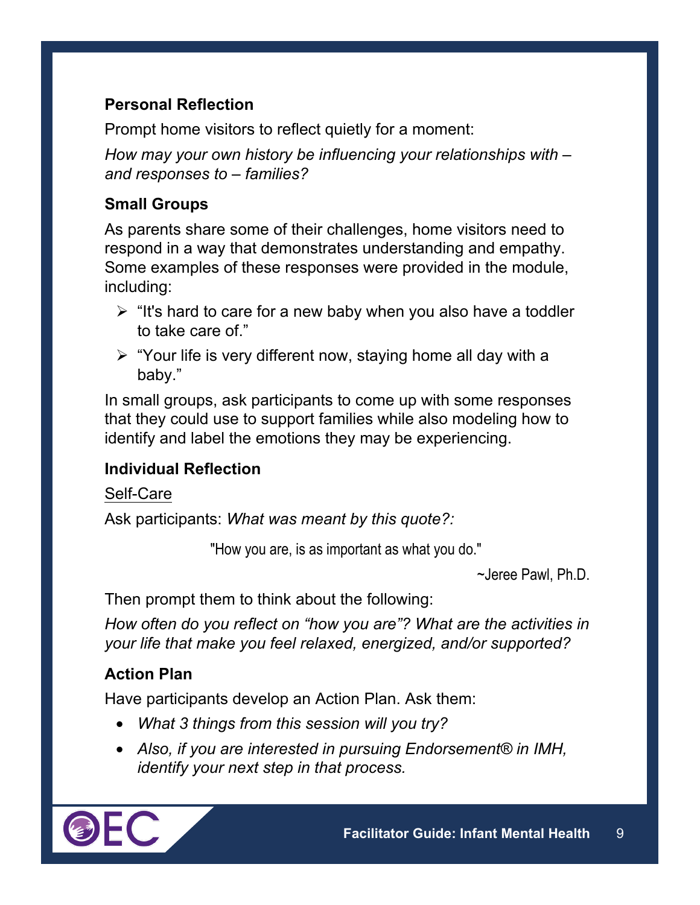**Personal Reflection**

Prompt home visitors to reflect quietly for a moment:

*How may your own history be influencing your relationships with – and responses to – families?*

**Small Groups**

As parents share some of their challenges, home visitors need to respond in a way that demonstrates understanding and empathy. Some examples of these responses were provided in the module, including:

- "It's hard to care for a new baby when you also have a toddler to take care of."
- "Your life is very different now, staying home all day with a baby."

In small groups, ask participants to come up with some responses that they could use to support families while also modeling how to identify and label the emotions they may be experiencing.

**Individual Reflection**

Self-Care

Ask participants: *What was meant by this quote?:*

"How you are, is as important as what you do."

~Jeree Pawl, Ph.D.

Then prompt them to think about the following:

*How often do you reflect on "how you are"? What are the activities in your life that make you feel relaxed, energized, and/or supported?*

**Action Plan**

Have participants develop an Action Plan. Ask them:

- *What 3 things from this session will you try?*
- *Also, if you are interested in pursuing Endorsement® in IMH, identify your next step in that process.*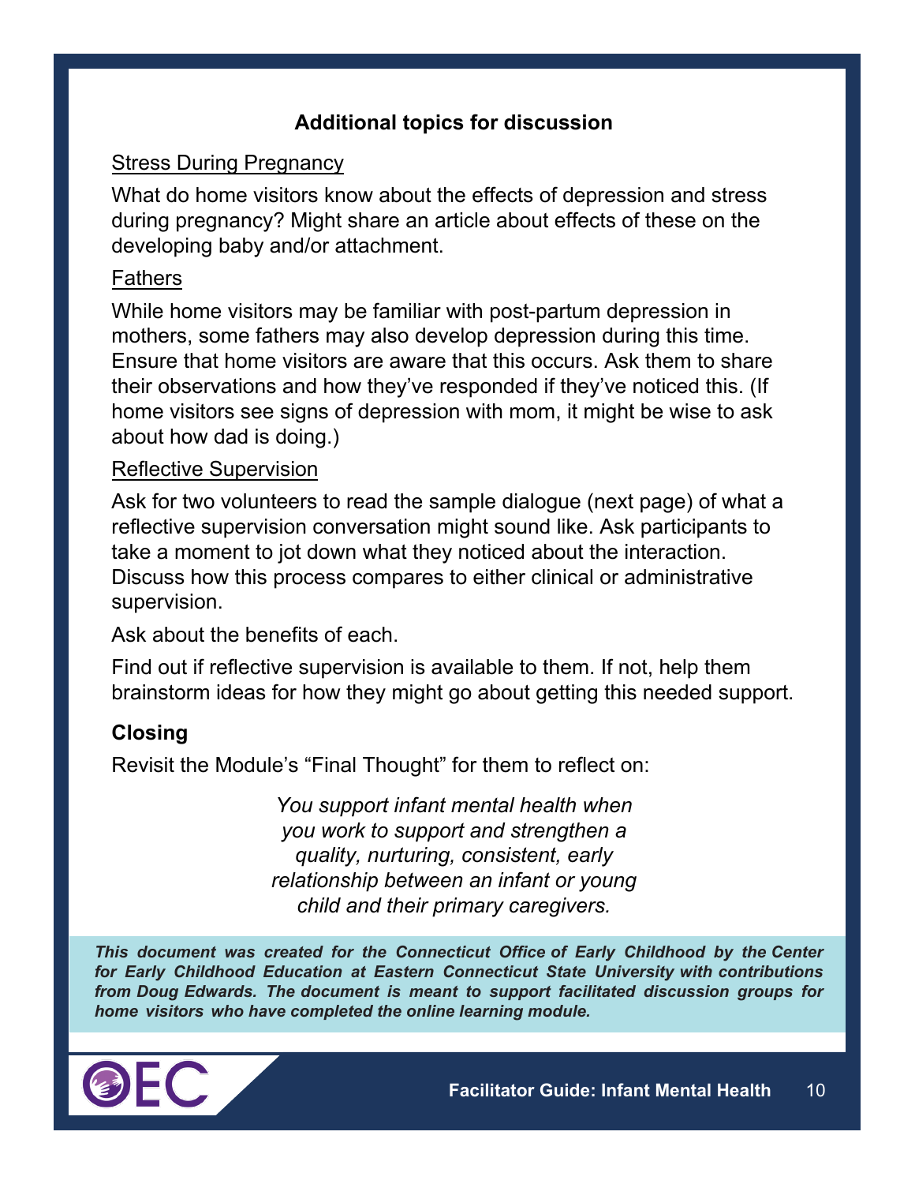## Additional topics for discussion

Stress During Pregnancy

What do home visitors know about the effects of depression and stress during pregnancy? Might share an article about effects of these on the developing baby and/or attachment.

Fathers

While home visitors may be familiar with post-partum depression in mothers, some fathers may also develop depression during this time. Ensure that home visitors are aware that this occurs. Ask them to share their observations and how they've responded if they've noticed this. (If home visitors see signs of depression with mom, it might be wise to ask about how dad is doing.)

Reflective Supervision

Ask for two volunteers to read the sample dialogue (next page) of what a reflective supervision conversation might sound like. Ask participants to take a moment to jot down what they noticed about the interaction. Discuss how this process compares to either clinical or administrative supervision.

Ask about the benefits of each.

Find out if reflective supervision is available to them. If not, help them brainstorm ideas for how they might go about getting this needed support.

### Closing

Revisit the Module's "Final Thought" for them to reflect on:

*You support infant mental health when you work to support and strengthen a quality, nurturing, consistent, early relationship between an infant or young child and their primary caregivers.*

***This document was created for the Connecticut Office of Early Childhood by the Center for Early Childhood Education at Eastern Connecticut State University with contributions from Doug Edwards. The document is meant to support facilitated discussion groups for home visitors who have completed the online learning module.***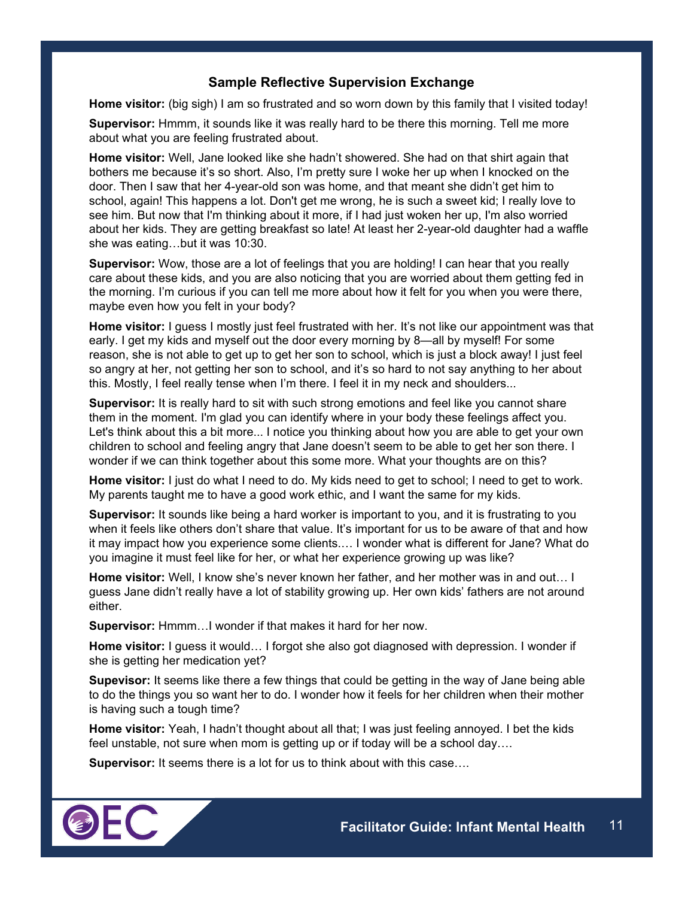### Sample Reflective Supervision Exchange

**Home visitor:** (big sigh) I am so frustrated and so worn down by this family that I visited today!

**Supervisor:** Hmmm, it sounds like it was really hard to be there this morning. Tell me more about what you are feeling frustrated about.

**Home visitor:** Well, Jane looked like she hadn't showered. She had on that shirt again that bothers me because it's so short. Also, I'm pretty sure I woke her up when I knocked on the door. Then I saw that her 4-year-old son was home, and that meant she didn't get him to school, again! This happens a lot. Don't get me wrong, he is such a sweet kid; I really love to see him. But now that I'm thinking about it more, if I had just woken her up, I'm also worried about her kids. They are getting breakfast so late! At least her 2-year-old daughter had a waffle she was eating…but it was 10:30.

**Supervisor:** Wow, those are a lot of feelings that you are holding! I can hear that you really care about these kids, and you are also noticing that you are worried about them getting fed in the morning. I'm curious if you can tell me more about how it felt for you when you were there, maybe even how you felt in your body?

**Home visitor:** I guess I mostly just feel frustrated with her. It's not like our appointment was that early. I get my kids and myself out the door every morning by 8—all by myself! For some reason, she is not able to get up to get her son to school, which is just a block away! I just feel so angry at her, not getting her son to school, and it's so hard to not say anything to her about this. Mostly, I feel really tense when I'm there. I feel it in my neck and shoulders...

**Supervisor:** It is really hard to sit with such strong emotions and feel like you cannot share them in the moment. I'm glad you can identify where in your body these feelings affect you. Let's think about this a bit more... I notice you thinking about how you are able to get your own children to school and feeling angry that Jane doesn't seem to be able to get her son there. I wonder if we can think together about this some more. What your thoughts are on this?

**Home visitor:** I just do what I need to do. My kids need to get to school; I need to get to work. My parents taught me to have a good work ethic, and I want the same for my kids.

**Supervisor:** It sounds like being a hard worker is important to you, and it is frustrating to you when it feels like others don't share that value. It's important for us to be aware of that and how it may impact how you experience some clients.… I wonder what is different for Jane? What do you imagine it must feel like for her, or what her experience growing up was like?

**Home visitor:** Well, I know she's never known her father, and her mother was in and out… I guess Jane didn't really have a lot of stability growing up. Her own kids' fathers are not around either.

**Supervisor:** Hmmm…I wonder if that makes it hard for her now.

**Home visitor:** I guess it would… I forgot she also got diagnosed with depression. I wonder if she is getting her medication yet?

**Supevisor:** It seems like there a few things that could be getting in the way of Jane being able to do the things you so want her to do. I wonder how it feels for her children when their mother is having such a tough time?

**Home visitor:** Yeah, I hadn't thought about all that; I was just feeling annoyed. I bet the kids feel unstable, not sure when mom is getting up or if today will be a school day….

**Supervisor:** It seems there is a lot for us to think about with this case….